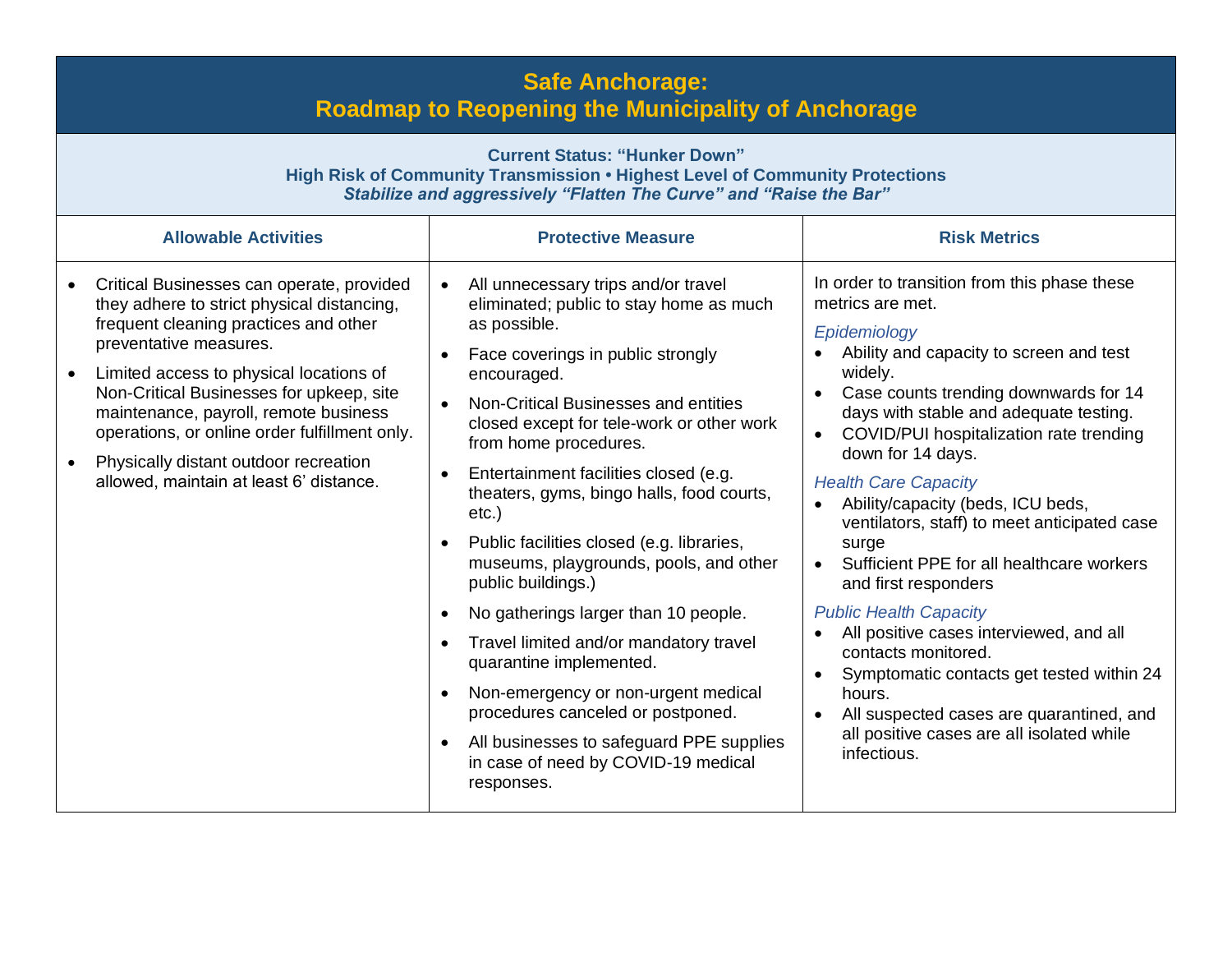# Safe Anchorage:
# Roadmap to Reopening the Municipality of Anchorage

**Current Status: "Hunker Down"**
**High Risk of Community Transmission • Highest Level of Community Protections**
***Stabilize and aggressively "Flatten The Curve" and "Raise the Bar"***

| Allowable Activities | Protective Measure | Risk Metrics |
|---|---|---|
| • Critical Businesses can operate, provided they adhere to strict physical distancing, frequent cleaning practices and other preventative measures.<br>• Limited access to physical locations of Non-Critical Businesses for upkeep, site maintenance, payroll, remote business operations, or online order fulfillment only.<br>• Physically distant outdoor recreation allowed, maintain at least 6' distance. | • All unnecessary trips and/or travel eliminated; public to stay home as much as possible.<br>• Face coverings in public strongly encouraged.<br>• Non-Critical Businesses and entities closed except for tele-work or other work from home procedures.<br>• Entertainment facilities closed (e.g. theaters, gyms, bingo halls, food courts, etc.)<br>• Public facilities closed (e.g. libraries, museums, playgrounds, pools, and other public buildings.)<br>• No gatherings larger than 10 people.<br>• Travel limited and/or mandatory travel quarantine implemented.<br>• Non-emergency or non-urgent medical procedures canceled or postponed.<br>• All businesses to safeguard PPE supplies in case of need by COVID-19 medical responses. | In order to transition from this phase these metrics are met.<br>*Epidemiology*<br>• Ability and capacity to screen and test widely.<br>• Case counts trending downwards for 14 days with stable and adequate testing.<br>• COVID/PUI hospitalization rate trending down for 14 days.<br>*Health Care Capacity*<br>• Ability/capacity (beds, ICU beds, ventilators, staff) to meet anticipated case surge<br>• Sufficient PPE for all healthcare workers and first responders<br>*Public Health Capacity*<br>• All positive cases interviewed, and all contacts monitored.<br>• Symptomatic contacts get tested within 24 hours.<br>• All suspected cases are quarantined, and all positive cases are all isolated while infectious. |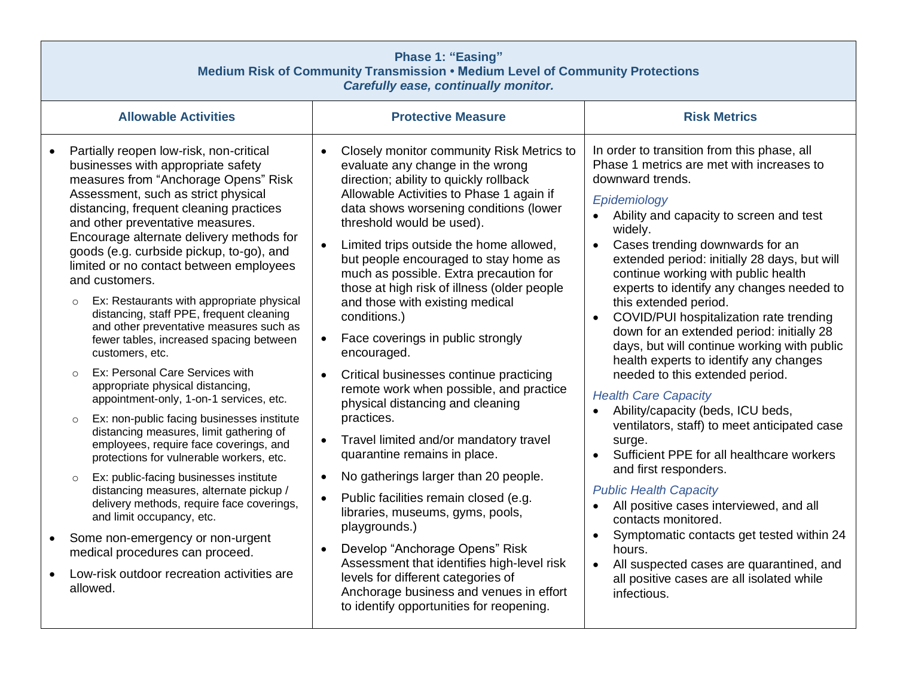## Phase 1: "Easing"

**Medium Risk of Community Transmission • Medium Level of Community Protections**

***Carefully ease, continually monitor.***

| Allowable Activities | Protective Measure | Risk Metrics |
|---|---|---|
| • Partially reopen low-risk, non-critical businesses with appropriate safety measures from "Anchorage Opens" Risk Assessment, such as strict physical distancing, frequent cleaning practices and other preventative measures. Encourage alternate delivery methods for goods (e.g. curbside pickup, to-go), and limited or no contact between employees and customers.<br>  ○ Ex: Restaurants with appropriate physical distancing, staff PPE, frequent cleaning and other preventative measures such as fewer tables, increased spacing between customers, etc.<br>  ○ Ex: Personal Care Services with appropriate physical distancing, appointment-only, 1-on-1 services, etc.<br>  ○ Ex: non-public facing businesses institute distancing measures, limit gathering of employees, require face coverings, and protections for vulnerable workers, etc.<br>  ○ Ex: public-facing businesses institute distancing measures, alternate pickup / delivery methods, require face coverings, and limit occupancy, etc.<br>• Some non-emergency or non-urgent medical procedures can proceed.<br>• Low-risk outdoor recreation activities are allowed. | • Closely monitor community Risk Metrics to evaluate any change in the wrong direction; ability to quickly rollback Allowable Activities to Phase 1 again if data shows worsening conditions (lower threshold would be used).<br>• Limited trips outside the home allowed, but people encouraged to stay home as much as possible. Extra precaution for those at high risk of illness (older people and those with existing medical conditions.)<br>• Face coverings in public strongly encouraged.<br>• Critical businesses continue practicing remote work when possible, and practice physical distancing and cleaning practices.<br>• Travel limited and/or mandatory travel quarantine remains in place.<br>• No gatherings larger than 20 people.<br>• Public facilities remain closed (e.g. libraries, museums, gyms, pools, playgrounds.)<br>• Develop "Anchorage Opens" Risk Assessment that identifies high-level risk levels for different categories of Anchorage business and venues in effort to identify opportunities for reopening. | In order to transition from this phase, all Phase 1 metrics are met with increases to downward trends.<br>*Epidemiology*<br>• Ability and capacity to screen and test widely.<br>• Cases trending downwards for an extended period: initially 28 days, but will continue working with public health experts to identify any changes needed to this extended period.<br>• COVID/PUI hospitalization rate trending down for an extended period: initially 28 days, but will continue working with public health experts to identify any changes needed to this extended period.<br>*Health Care Capacity*<br>• Ability/capacity (beds, ICU beds, ventilators, staff) to meet anticipated case surge.<br>• Sufficient PPE for all healthcare workers and first responders.<br>*Public Health Capacity*<br>• All positive cases interviewed, and all contacts monitored.<br>• Symptomatic contacts get tested within 24 hours.<br>• All suspected cases are quarantined, and all positive cases are all isolated while infectious. |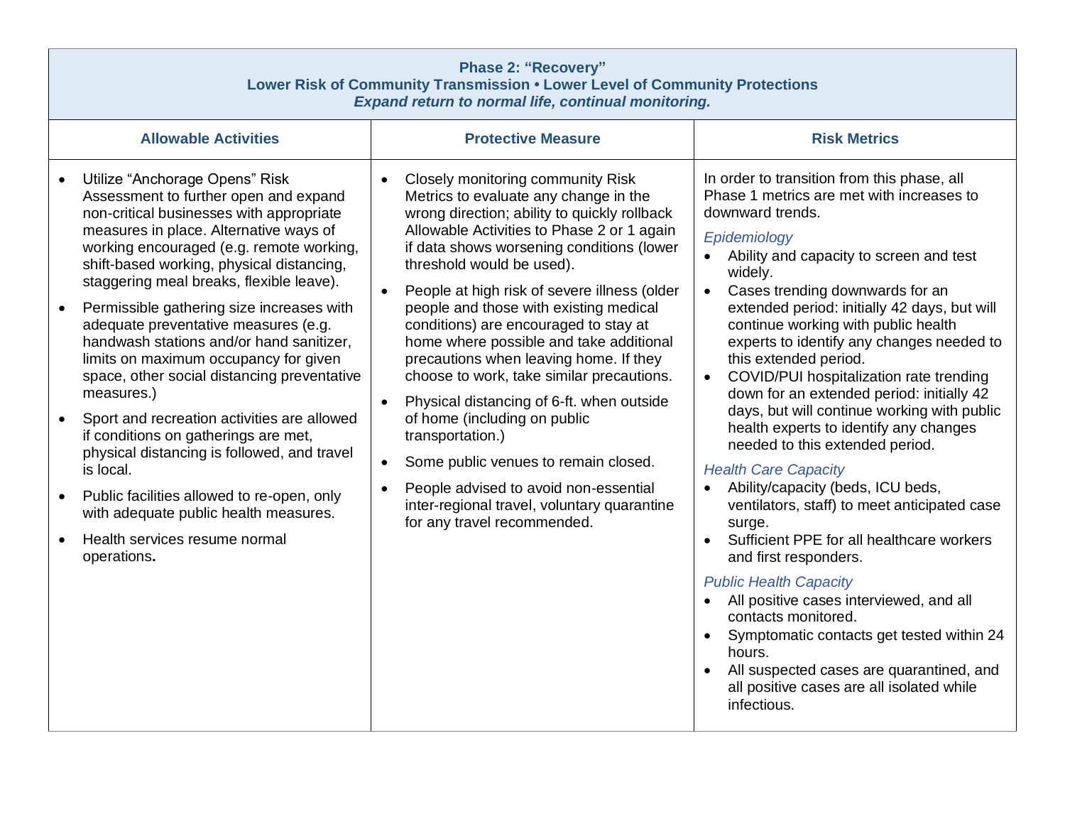| **Phase 2: "Recovery"**<br>**Lower Risk of Community Transmission • Lower Level of Community Protections**<br>***Expand return to normal life, continual monitoring.*** | | |
|---|---|---|
| **Allowable Activities** | **Protective Measure** | **Risk Metrics** |
| • Utilize "Anchorage Opens" Risk Assessment to further open and expand non-critical businesses with appropriate measures in place. Alternative ways of working encouraged (e.g. remote working, shift-based working, physical distancing, staggering meal breaks, flexible leave).<br>• Permissible gathering size increases with adequate preventative measures (e.g. handwash stations and/or hand sanitizer, limits on maximum occupancy for given space, other social distancing preventative measures.)<br>• Sport and recreation activities are allowed if conditions on gatherings are met, physical distancing is followed, and travel is local.<br>• Public facilities allowed to re-open, only with adequate public health measures.<br>• Health services resume normal operations**.** | • Closely monitoring community Risk Metrics to evaluate any change in the wrong direction; ability to quickly rollback Allowable Activities to Phase 2 or 1 again if data shows worsening conditions (lower threshold would be used).<br>• People at high risk of severe illness (older people and those with existing medical conditions) are encouraged to stay at home where possible and take additional precautions when leaving home. If they choose to work, take similar precautions.<br>• Physical distancing of 6-ft. when outside of home (including on public transportation.)<br>• Some public venues to remain closed.<br>• People advised to avoid non-essential inter-regional travel, voluntary quarantine for any travel recommended. | In order to transition from this phase, all Phase 1 metrics are met with increases to downward trends.<br>*Epidemiology*<br>• Ability and capacity to screen and test widely.<br>• Cases trending downwards for an extended period: initially 42 days, but will continue working with public health experts to identify any changes needed to this extended period.<br>• COVID/PUI hospitalization rate trending down for an extended period: initially 42 days, but will continue working with public health experts to identify any changes needed to this extended period.<br>*Health Care Capacity*<br>• Ability/capacity (beds, ICU beds, ventilators, staff) to meet anticipated case surge.<br>• Sufficient PPE for all healthcare workers and first responders.<br>*Public Health Capacity*<br>• All positive cases interviewed, and all contacts monitored.<br>• Symptomatic contacts get tested within 24 hours.<br>• All suspected cases are quarantined, and all positive cases are all isolated while infectious. |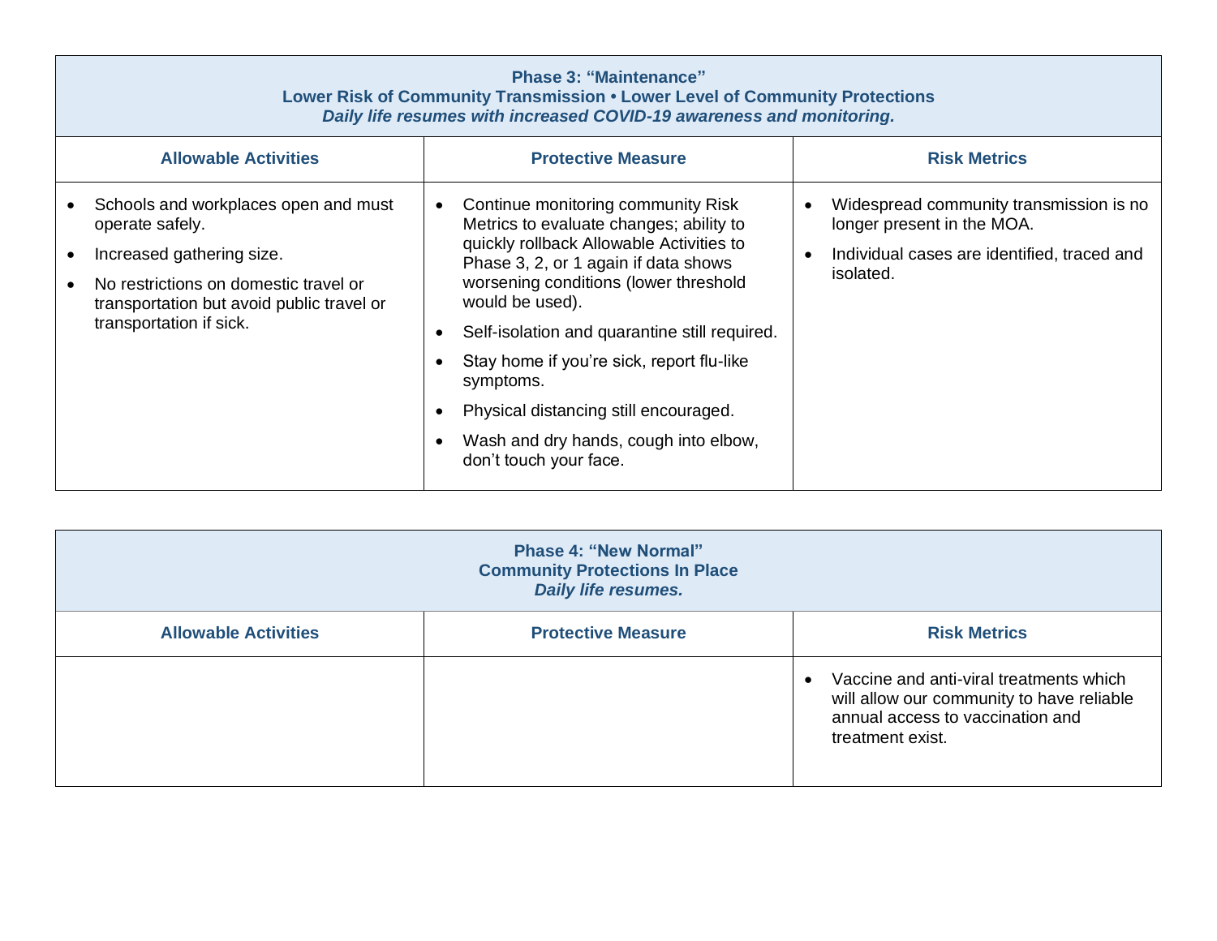| Phase 3: "Maintenance"<br>Lower Risk of Community Transmission • Lower Level of Community Protections<br>*Daily life resumes with increased COVID-19 awareness and monitoring.* | | |
|---|---|---|
| **Allowable Activities** | **Protective Measure** | **Risk Metrics** |
| • Schools and workplaces open and must operate safely.<br>• Increased gathering size.<br>• No restrictions on domestic travel or transportation but avoid public travel or transportation if sick. | • Continue monitoring community Risk Metrics to evaluate changes; ability to quickly rollback Allowable Activities to Phase 3, 2, or 1 again if data shows worsening conditions (lower threshold would be used).<br>• Self-isolation and quarantine still required.<br>• Stay home if you're sick, report flu-like symptoms.<br>• Physical distancing still encouraged.<br>• Wash and dry hands, cough into elbow, don't touch your face. | • Widespread community transmission is no longer present in the MOA.<br>• Individual cases are identified, traced and isolated. |

| Phase 4: "New Normal"<br>Community Protections In Place<br>*Daily life resumes.* | | |
|---|---|---|
| **Allowable Activities** | **Protective Measure** | **Risk Metrics** |
| | | • Vaccine and anti-viral treatments which will allow our community to have reliable annual access to vaccination and treatment exist. |